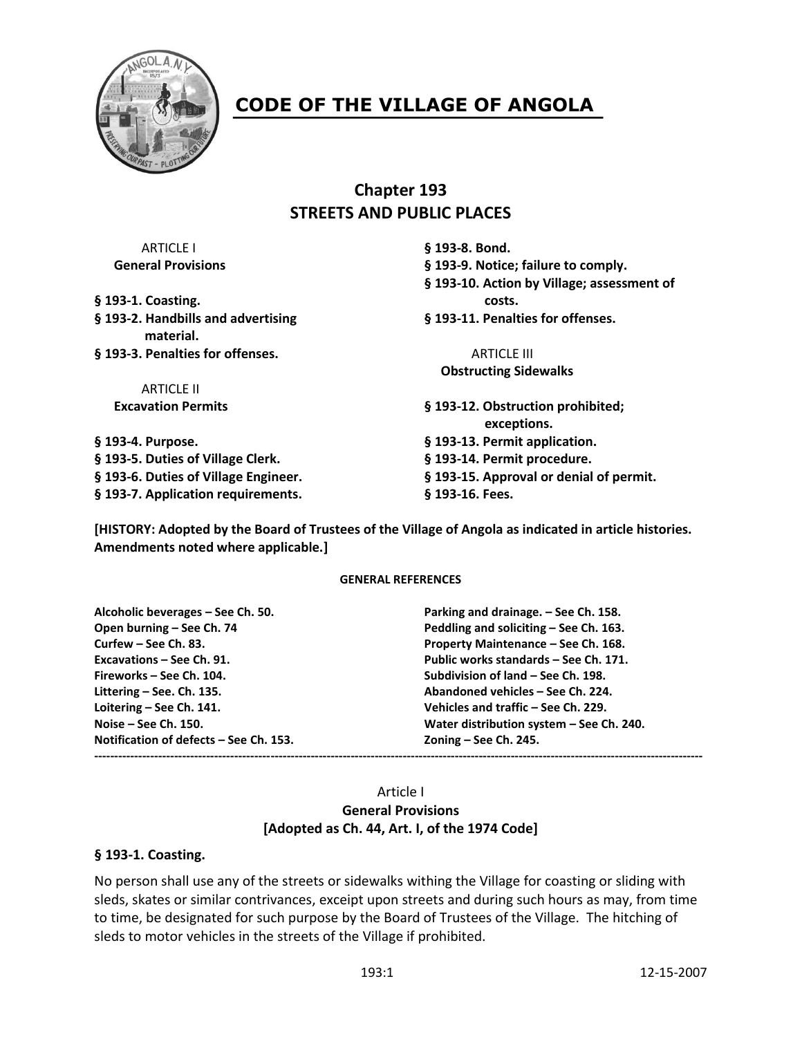# CODE OF THE VILLAGE OF ANGOLA

## Chapter 193
## STREETS AND PUBLIC PLACES

ARTICLE I
**General Provisions**

**§ 193-1. Coasting.**
**§ 193-2. Handbills and advertising material.**
**§ 193-3. Penalties for offenses.**

ARTICLE II
**Excavation Permits**

**§ 193-4. Purpose.**
**§ 193-5. Duties of Village Clerk.**
**§ 193-6. Duties of Village Engineer.**
**§ 193-7. Application requirements.**
**§ 193-8. Bond.**
**§ 193-9. Notice; failure to comply.**
**§ 193-10. Action by Village; assessment of costs.**
**§ 193-11. Penalties for offenses.**

ARTICLE III
**Obstructing Sidewalks**

**§ 193-12. Obstruction prohibited; exceptions.**
**§ 193-13. Permit application.**
**§ 193-14. Permit procedure.**
**§ 193-15. Approval or denial of permit.**
**§ 193-16. Fees.**

**[HISTORY: Adopted by the Board of Trustees of the Village of Angola as indicated in article histories. Amendments noted where applicable.]**

**GENERAL REFERENCES**

**Alcoholic beverages – See Ch. 50.**
**Open burning – See Ch. 74**
**Curfew – See Ch. 83.**
**Excavations – See Ch. 91.**
**Fireworks – See Ch. 104.**
**Littering – See. Ch. 135.**
**Loitering – See Ch. 141.**
**Noise – See Ch. 150.**
**Notification of defects – See Ch. 153.**
**Parking and drainage. – See Ch. 158.**
**Peddling and soliciting – See Ch. 163.**
**Property Maintenance – See Ch. 168.**
**Public works standards – See Ch. 171.**
**Subdivision of land – See Ch. 198.**
**Abandoned vehicles – See Ch. 224.**
**Vehicles and traffic – See Ch. 229.**
**Water distribution system – See Ch. 240.**
**Zoning – See Ch. 245.**

---

Article I
**General Provisions**
**[Adopted as Ch. 44, Art. I, of the 1974 Code]**

**§ 193-1. Coasting.**

No person shall use any of the streets or sidewalks withing the Village for coasting or sliding with sleds, skates or similar contrivances, exceipt upon streets and during such hours as may, from time to time, be designated for such purpose by the Board of Trustees of the Village. The hitching of sleds to motor vehicles in the streets of the Village if prohibited.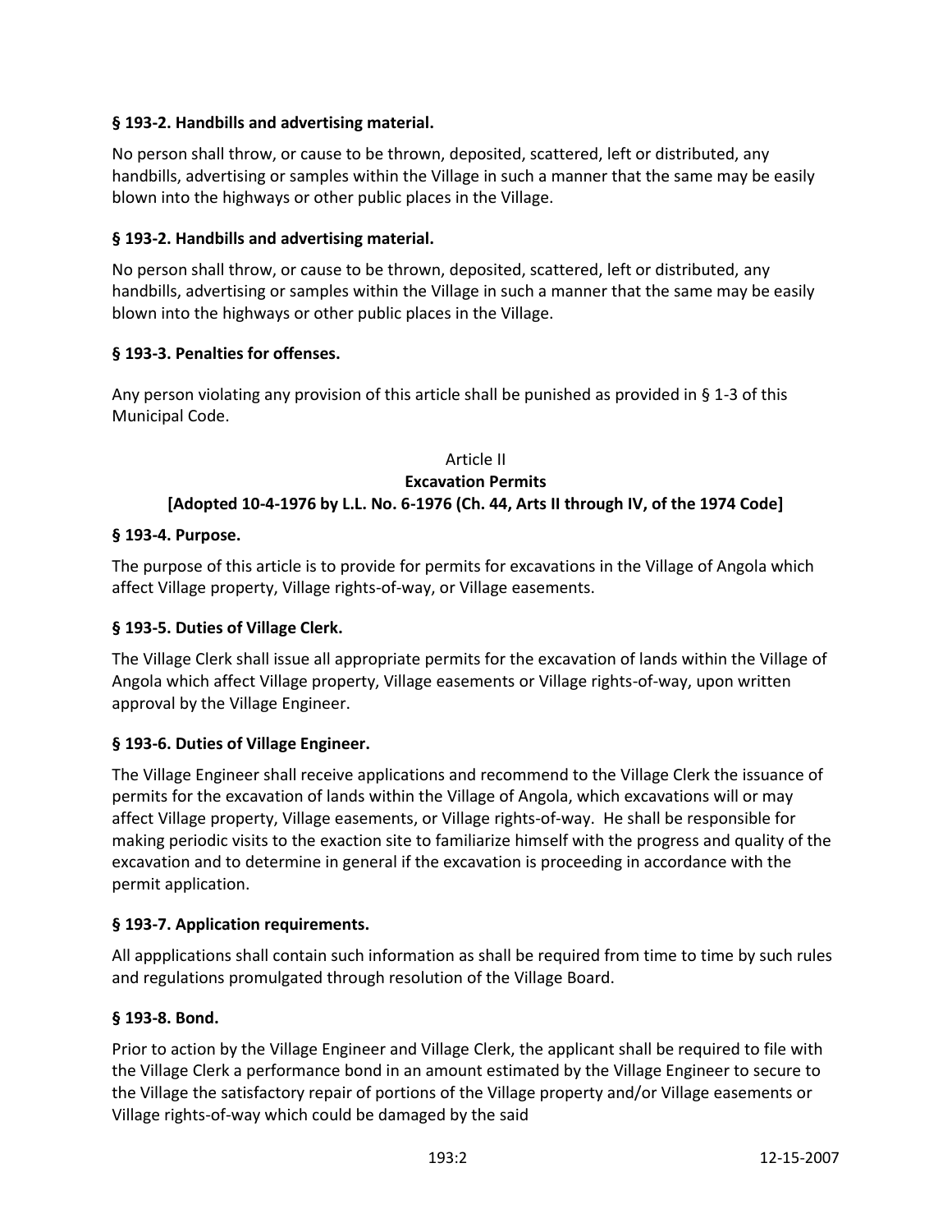### § 193-2. Handbills and advertising material.

No person shall throw, or cause to be thrown, deposited, scattered, left or distributed, any handbills, advertising or samples within the Village in such a manner that the same may be easily blown into the highways or other public places in the Village.

### § 193-2. Handbills and advertising material.

No person shall throw, or cause to be thrown, deposited, scattered, left or distributed, any handbills, advertising or samples within the Village in such a manner that the same may be easily blown into the highways or other public places in the Village.

### § 193-3. Penalties for offenses.

Any person violating any provision of this article shall be punished as provided in § 1-3 of this Municipal Code.

## Article II
## Excavation Permits
**[Adopted 10-4-1976 by L.L. No. 6-1976 (Ch. 44, Arts II through IV, of the 1974 Code]**

### § 193-4. Purpose.

The purpose of this article is to provide for permits for excavations in the Village of Angola which affect Village property, Village rights-of-way, or Village easements.

### § 193-5. Duties of Village Clerk.

The Village Clerk shall issue all appropriate permits for the excavation of lands within the Village of Angola which affect Village property, Village easements or Village rights-of-way, upon written approval by the Village Engineer.

### § 193-6. Duties of Village Engineer.

The Village Engineer shall receive applications and recommend to the Village Clerk the issuance of permits for the excavation of lands within the Village of Angola, which excavations will or may affect Village property, Village easements, or Village rights-of-way. He shall be responsible for making periodic visits to the exaction site to familiarize himself with the progress and quality of the excavation and to determine in general if the excavation is proceeding in accordance with the permit application.

### § 193-7. Application requirements.

All appplications shall contain such information as shall be required from time to time by such rules and regulations promulgated through resolution of the Village Board.

### § 193-8. Bond.

Prior to action by the Village Engineer and Village Clerk, the applicant shall be required to file with the Village Clerk a performance bond in an amount estimated by the Village Engineer to secure to the Village the satisfactory repair of portions of the Village property and/or Village easements or Village rights-of-way which could be damaged by the said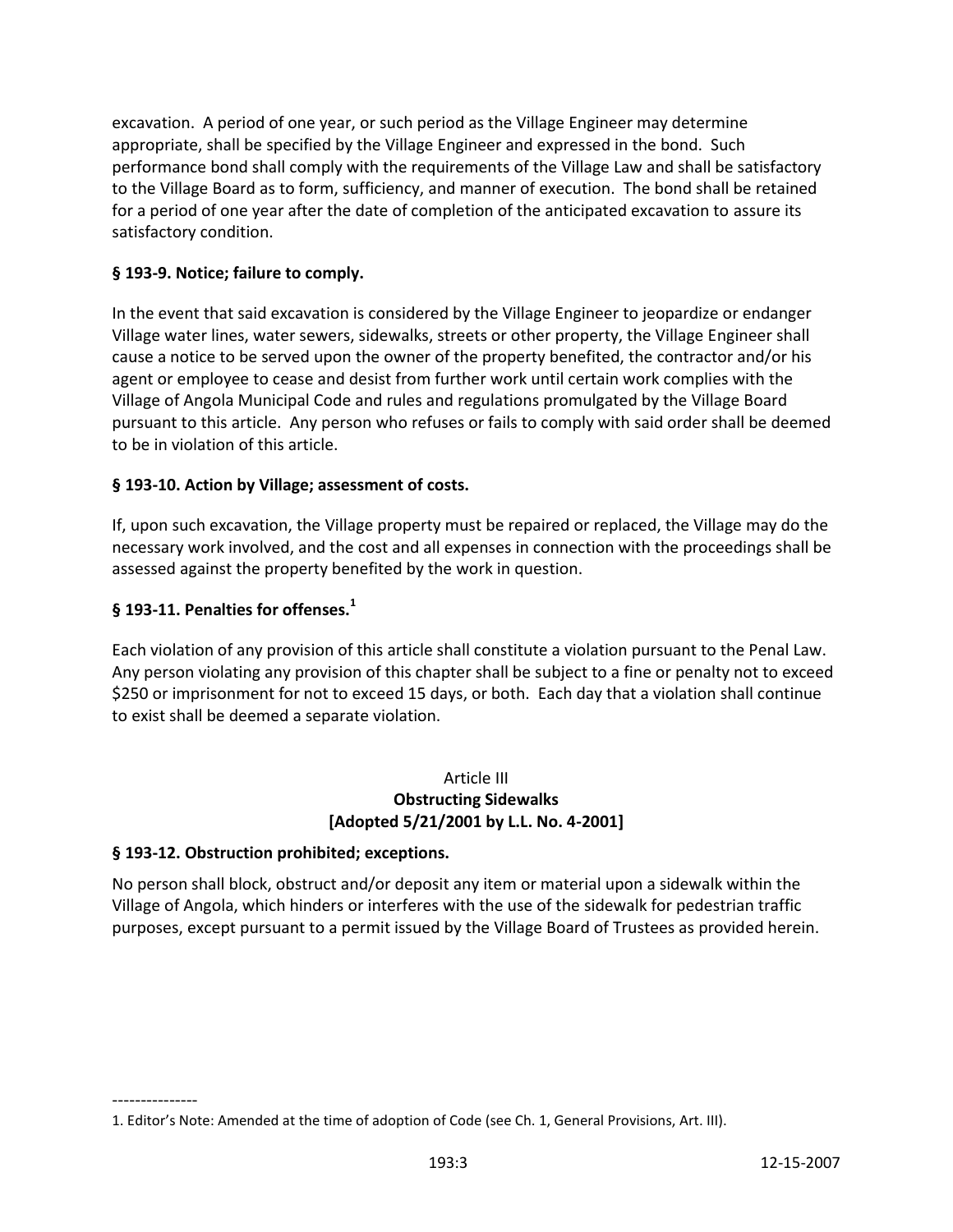excavation. A period of one year, or such period as the Village Engineer may determine appropriate, shall be specified by the Village Engineer and expressed in the bond. Such performance bond shall comply with the requirements of the Village Law and shall be satisfactory to the Village Board as to form, sufficiency, and manner of execution. The bond shall be retained for a period of one year after the date of completion of the anticipated excavation to assure its satisfactory condition.

**§ 193-9. Notice; failure to comply.**

In the event that said excavation is considered by the Village Engineer to jeopardize or endanger Village water lines, water sewers, sidewalks, streets or other property, the Village Engineer shall cause a notice to be served upon the owner of the property benefited, the contractor and/or his agent or employee to cease and desist from further work until certain work complies with the Village of Angola Municipal Code and rules and regulations promulgated by the Village Board pursuant to this article. Any person who refuses or fails to comply with said order shall be deemed to be in violation of this article.

**§ 193-10. Action by Village; assessment of costs.**

If, upon such excavation, the Village property must be repaired or replaced, the Village may do the necessary work involved, and the cost and all expenses in connection with the proceedings shall be assessed against the property benefited by the work in question.

**§ 193-11. Penalties for offenses.[1]**

Each violation of any provision of this article shall constitute a violation pursuant to the Penal Law. Any person violating any provision of this chapter shall be subject to a fine or penalty not to exceed $250 or imprisonment for not to exceed 15 days, or both. Each day that a violation shall continue to exist shall be deemed a separate violation.

## Article III
## Obstructing Sidewalks
## [Adopted 5/21/2001 by L.L. No. 4-2001]

**§ 193-12. Obstruction prohibited; exceptions.**

No person shall block, obstruct and/or deposit any item or material upon a sidewalk within the Village of Angola, which hinders or interferes with the use of the sidewalk for pedestrian traffic purposes, except pursuant to a permit issued by the Village Board of Trustees as provided herein.

---------------

1. Editor's Note: Amended at the time of adoption of Code (see Ch. 1, General Provisions, Art. III).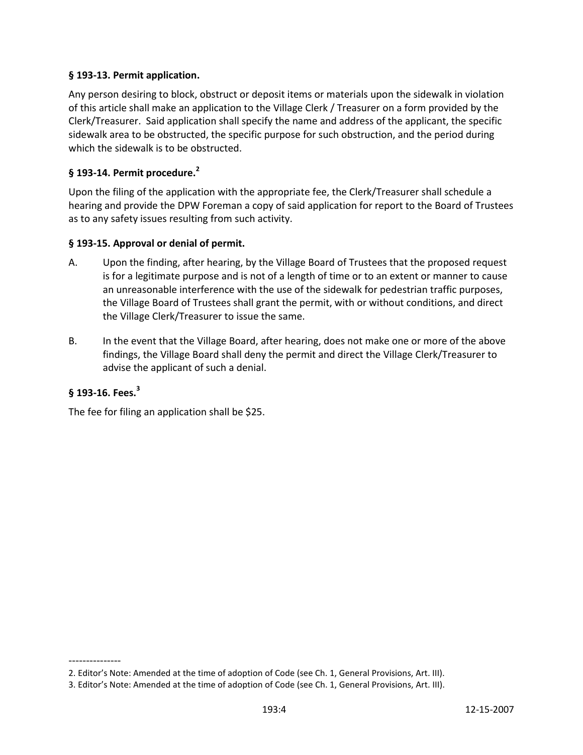### § 193-13. Permit application.

Any person desiring to block, obstruct or deposit items or materials upon the sidewalk in violation of this article shall make an application to the Village Clerk / Treasurer on a form provided by the Clerk/Treasurer. Said application shall specify the name and address of the applicant, the specific sidewalk area to be obstructed, the specific purpose for such obstruction, and the period during which the sidewalk is to be obstructed.

### § 193-14. Permit procedure.[2]

Upon the filing of the application with the appropriate fee, the Clerk/Treasurer shall schedule a hearing and provide the DPW Foreman a copy of said application for report to the Board of Trustees as to any safety issues resulting from such activity.

### § 193-15. Approval or denial of permit.

A. Upon the finding, after hearing, by the Village Board of Trustees that the proposed request is for a legitimate purpose and is not of a length of time or to an extent or manner to cause an unreasonable interference with the use of the sidewalk for pedestrian traffic purposes, the Village Board of Trustees shall grant the permit, with or without conditions, and direct the Village Clerk/Treasurer to issue the same.

B. In the event that the Village Board, after hearing, does not make one or more of the above findings, the Village Board shall deny the permit and direct the Village Clerk/Treasurer to advise the applicant of such a denial.

### § 193-16. Fees.[3]

The fee for filing an application shall be $25.

---------------

2. Editor's Note: Amended at the time of adoption of Code (see Ch. 1, General Provisions, Art. III).

3. Editor's Note: Amended at the time of adoption of Code (see Ch. 1, General Provisions, Art. III).